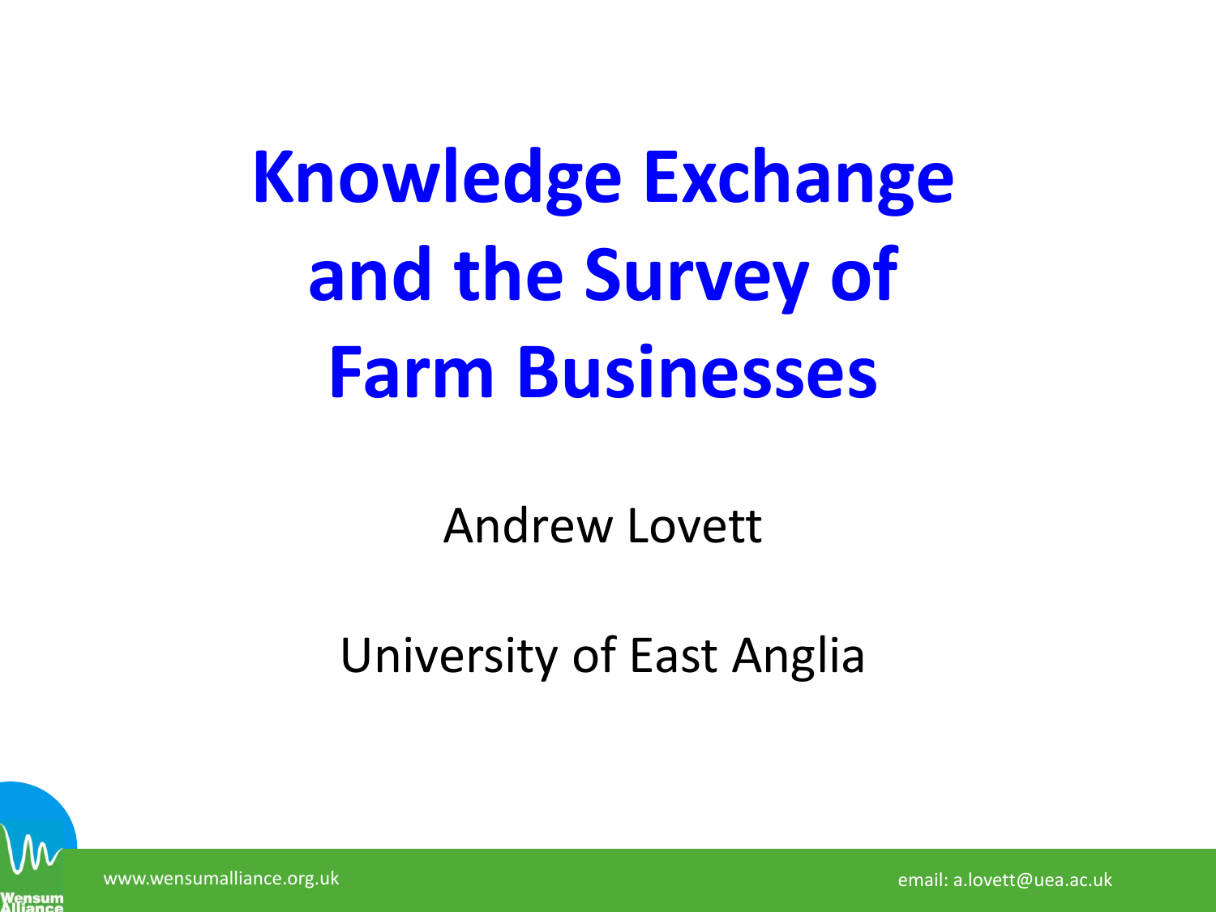# Knowledge Exchange and the Survey of Farm Businesses

Andrew Lovett

University of East Anglia

www.wensumalliance.org.uk

email: a.lovett@uea.ac.uk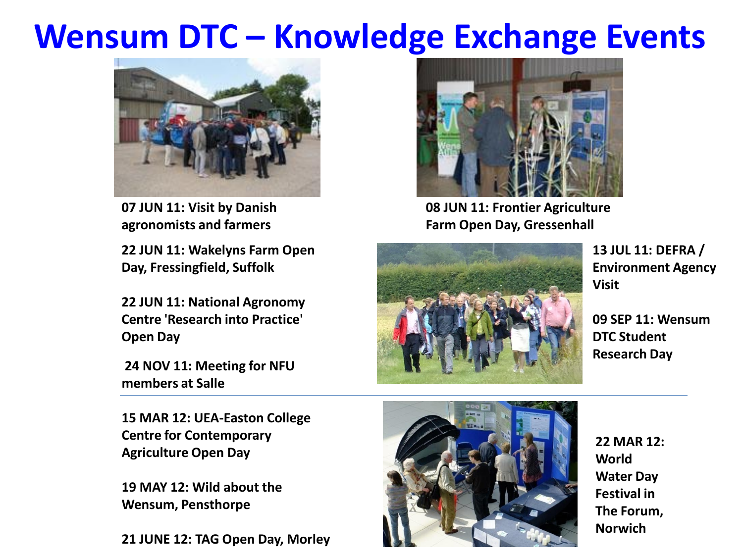# Wensum DTC – Knowledge Exchange Events

**07 JUN 11: Visit by Danish agronomists and farmers**

**08 JUN 11: Frontier Agriculture Farm Open Day, Gressenhall**

**22 JUN 11: Wakelyns Farm Open Day, Fressingfield, Suffolk**

**22 JUN 11: National Agronomy Centre 'Research into Practice' Open Day**

**13 JUL 11: DEFRA / Environment Agency Visit**

**09 SEP 11: Wensum DTC Student Research Day**

**24 NOV 11: Meeting for NFU members at Salle**

---

**15 MAR 12: UEA-Easton College Centre for Contemporary Agriculture Open Day**

**22 MAR 12: World Water Day Festival in The Forum, Norwich**

**19 MAY 12: Wild about the Wensum, Pensthorpe**

**21 JUNE 12: TAG Open Day, Morley**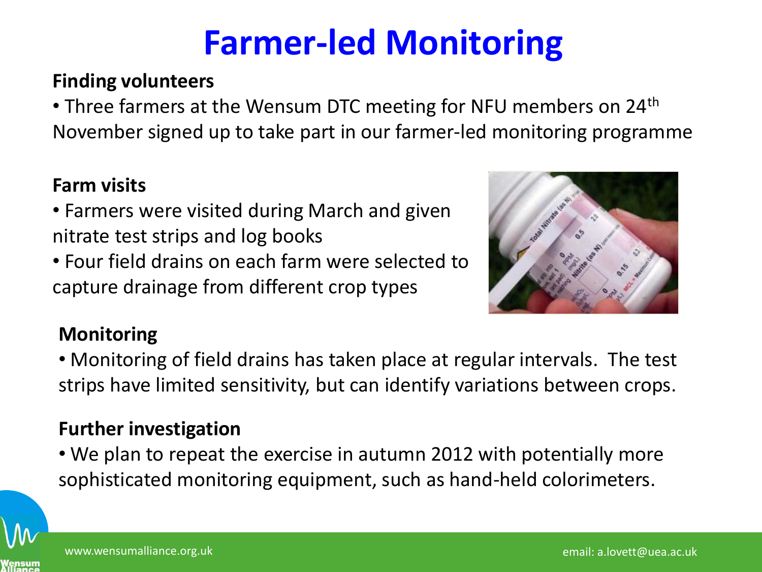# Farmer-led Monitoring

**Finding volunteers**

- Three farmers at the Wensum DTC meeting for NFU members on 24th November signed up to take part in our farmer-led monitoring programme

**Farm visits**

- Farmers were visited during March and given nitrate test strips and log books
- Four field drains on each farm were selected to capture drainage from different crop types

**Monitoring**

- Monitoring of field drains has taken place at regular intervals. The test strips have limited sensitivity, but can identify variations between crops.

**Further investigation**

- We plan to repeat the exercise in autumn 2012 with potentially more sophisticated monitoring equipment, such as hand-held colorimeters.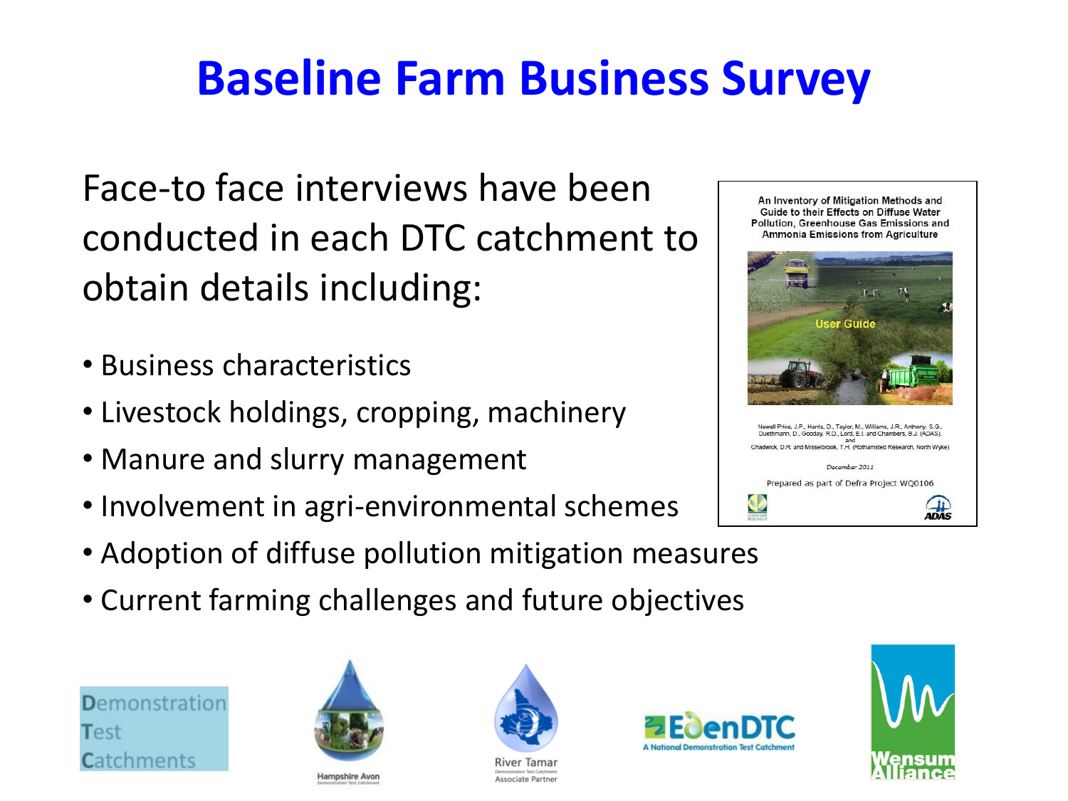# Baseline Farm Business Survey

Face-to face interviews have been conducted in each DTC catchment to obtain details including:

- Business characteristics
- Livestock holdings, cropping, machinery
- Manure and slurry management
- Involvement in agri-environmental schemes
- Adoption of diffuse pollution mitigation measures
- Current farming challenges and future objectives

An Inventory of Mitigation Methods and Guide to their Effects on Diffuse Water Pollution, Greenhouse Gas Emissions and Ammonia Emissions from Agriculture

User Guide

Newell Price, J.P., Harris, D., Taylor, M., Williams, J.R., Anthony, S.G., Duethmann, D., Gooday, R.D., Lord, E.I. and Chambers, B.J. (ADAS), and Chadwick, D.R. and Misselbrook, T.H. (Rothamsted Research, North Wyke)

December 2011

Prepared as part of Defra Project WQ0106

Demonstration Test Catchments

Hampshire Avon

River Tamar Associate Partner

EdenDTC A National Demonstration Test Catchment

Wensum Alliance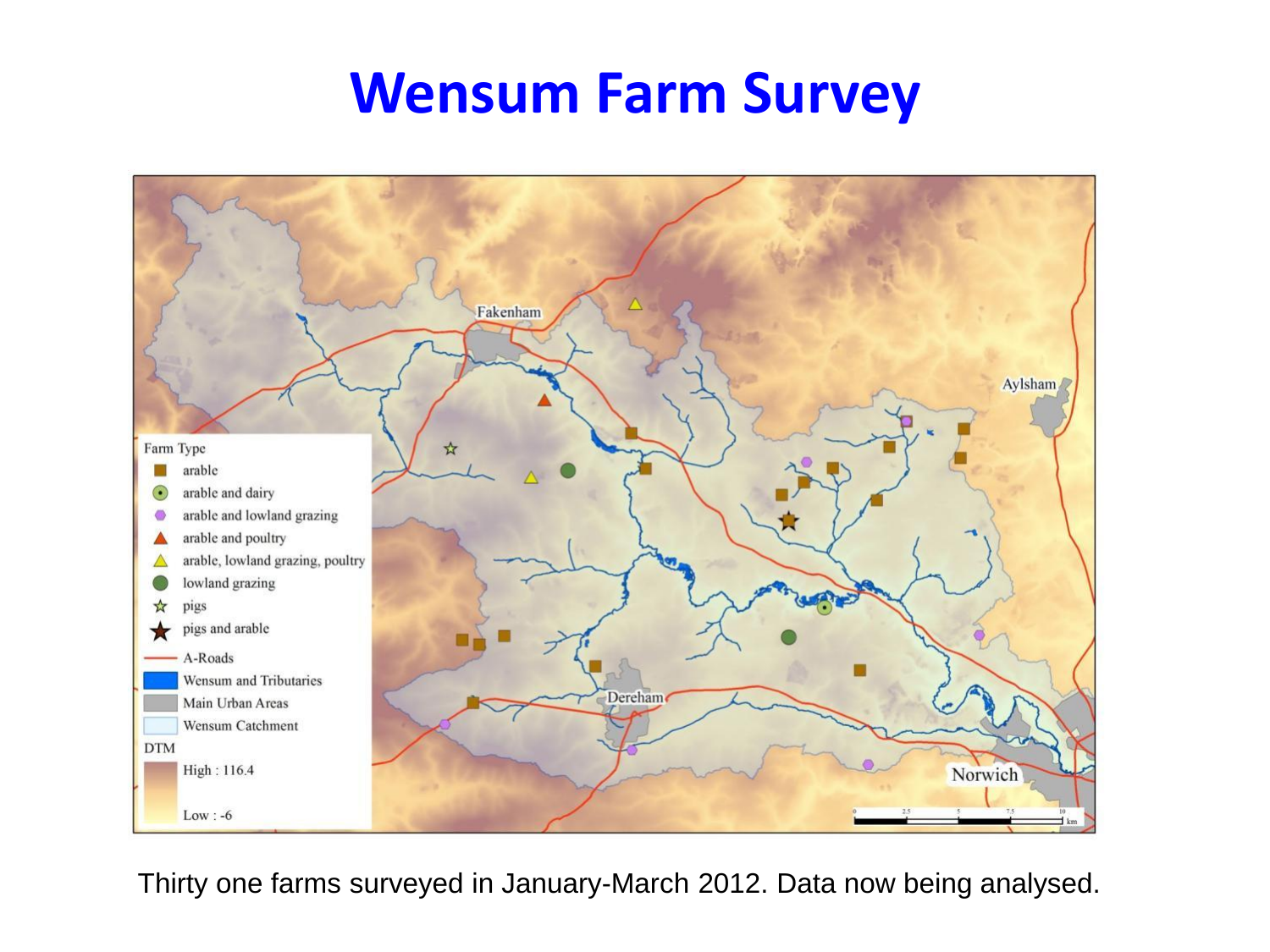# Wensum Farm Survey

Thirty one farms surveyed in January-March 2012. Data now being analysed.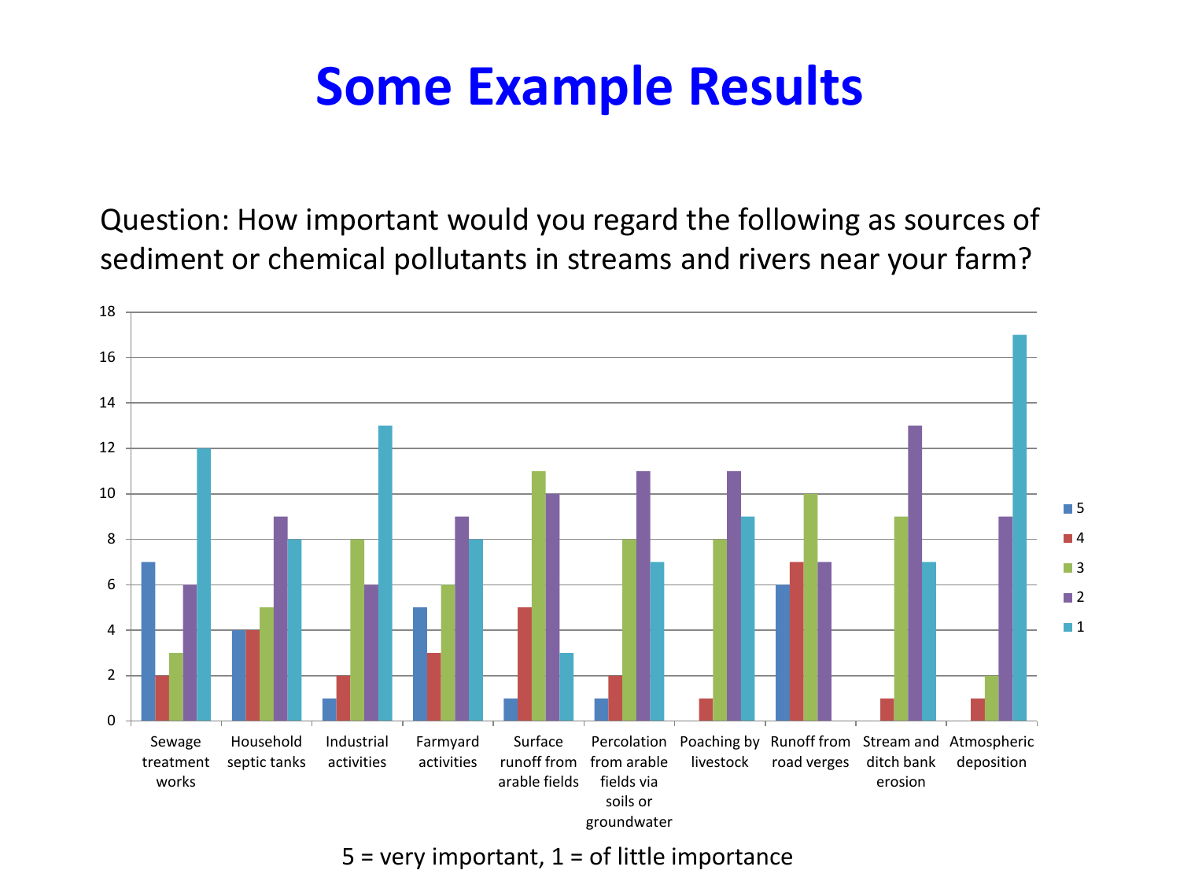# Some Example Results

Question: How important would you regard the following as sources of sediment or chemical pollutants in streams and rivers near your farm?

| Source | 5 | 4 | 3 | 2 | 1 |
|---|---|---|---|---|---|
| Sewage treatment works | 7 | 2 | 3 | 6 | 12 |
| Household septic tanks | 4 | 4 | 5 | 9 | 8 |
| Industrial activities | 1 | 2 | 8 | 6 | 13 |
| Farmyard activities | 5 | 3 | 6 | 9 | 8 |
| Surface runoff from arable fields | 1 | 5 | 11 | 10 | 3 |
| Percolation from arable fields via soils or groundwater | 1 | 2 | 8 | 11 | 7 |
| Poaching by livestock | 0 | 1 | 8 | 11 | 9 |
| Runoff from road verges | 6 | 7 | 10 | 7 | 0 |
| Stream and ditch bank erosion | 0 | 1 | 9 | 13 | 7 |
| Atmospheric deposition | 0 | 1 | 2 | 9 | 17 |

5 = very important, 1 = of little importance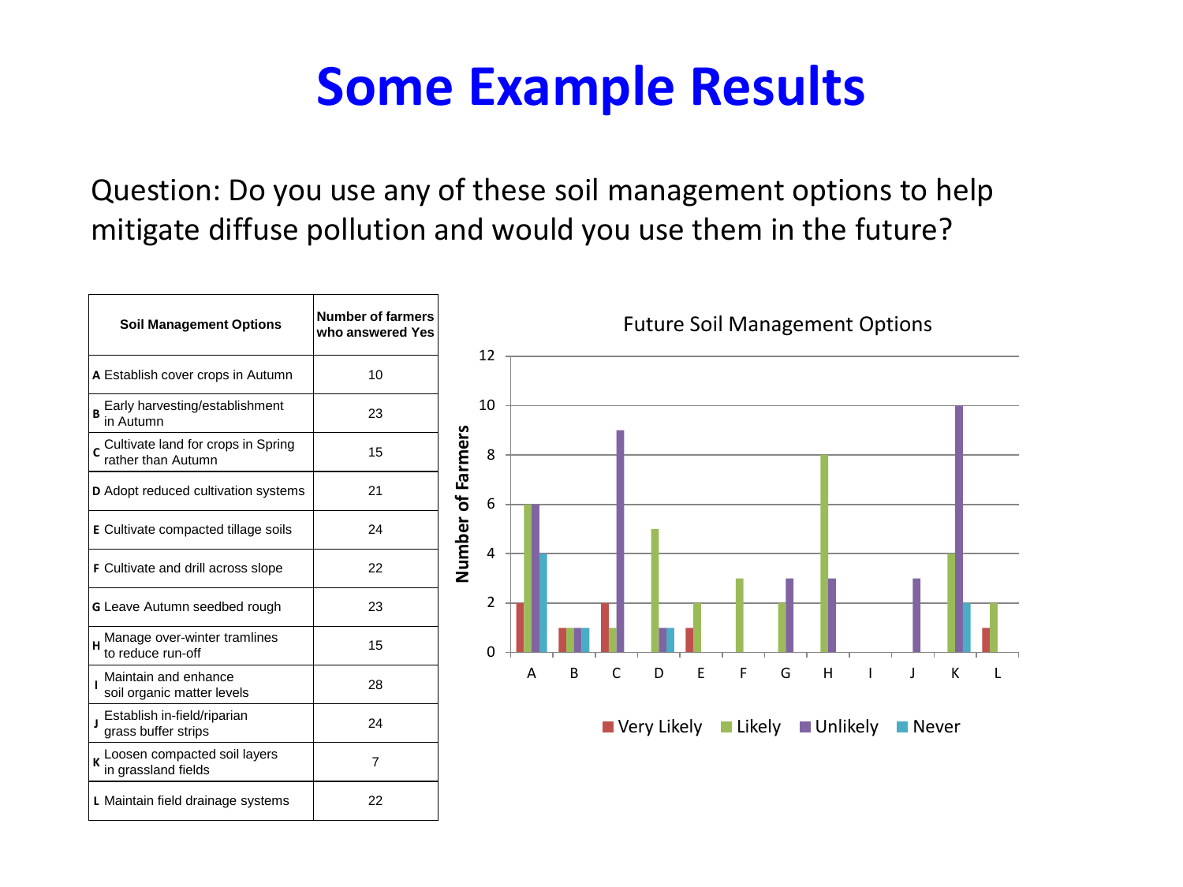# Some Example Results

Question: Do you use any of these soil management options to help mitigate diffuse pollution and would you use them in the future?

| Soil Management Options | Number of farmers who answered Yes |
|---|---|
| **A** Establish cover crops in Autumn | 10 |
| **B** Early harvesting/establishment in Autumn | 23 |
| **C** Cultivate land for crops in Spring rather than Autumn | 15 |
| **D** Adopt reduced cultivation systems | 21 |
| **E** Cultivate compacted tillage soils | 24 |
| **F** Cultivate and drill across slope | 22 |
| **G** Leave Autumn seedbed rough | 23 |
| **H** Manage over-winter tramlines to reduce run-off | 15 |
| **I** Maintain and enhance soil organic matter levels | 28 |
| **J** Establish in-field/riparian grass buffer strips | 24 |
| **K** Loosen compacted soil layers in grassland fields | 7 |
| **L** Maintain field drainage systems | 22 |

Future Soil Management Options

| Option | Very Likely | Likely | Unlikely | Never |
|---|---|---|---|---|
| A | 2 | 6 | 6 | 4 |
| B | 1 | 1 | 1 | 1 |
| C | 2 | 1 | 9 | 0 |
| D | 0 | 5 | 1 | 1 |
| E | 1 | 2 | 0 | 0 |
| F | 0 | 3 | 0 | 0 |
| G | 0 | 2 | 3 | 0 |
| H | 0 | 8 | 3 | 0 |
| I | 0 | 0 | 0 | 0 |
| J | 0 | 0 | 3 | 0 |
| K | 0 | 4 | 10 | 2 |
| L | 1 | 2 | 0 | 0 |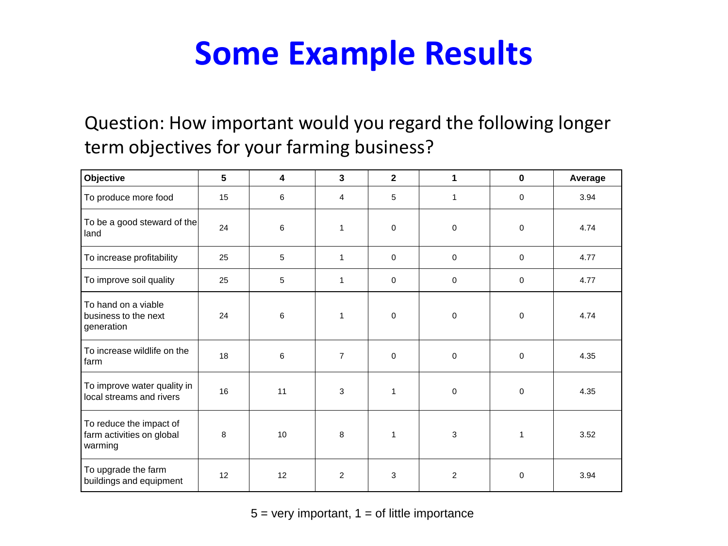# Some Example Results

Question: How important would you regard the following longer term objectives for your farming business?

| Objective | 5 | 4 | 3 | 2 | 1 | 0 | Average |
|---|---|---|---|---|---|---|---|
| To produce more food | 15 | 6 | 4 | 5 | 1 | 0 | 3.94 |
| To be a good steward of the land | 24 | 6 | 1 | 0 | 0 | 0 | 4.74 |
| To increase profitability | 25 | 5 | 1 | 0 | 0 | 0 | 4.77 |
| To improve soil quality | 25 | 5 | 1 | 0 | 0 | 0 | 4.77 |
| To hand on a viable business to the next generation | 24 | 6 | 1 | 0 | 0 | 0 | 4.74 |
| To increase wildlife on the farm | 18 | 6 | 7 | 0 | 0 | 0 | 4.35 |
| To improve water quality in local streams and rivers | 16 | 11 | 3 | 1 | 0 | 0 | 4.35 |
| To reduce the impact of farm activities on global warming | 8 | 10 | 8 | 1 | 3 | 1 | 3.52 |
| To upgrade the farm buildings and equipment | 12 | 12 | 2 | 3 | 2 | 0 | 3.94 |

5 = very important, 1 = of little importance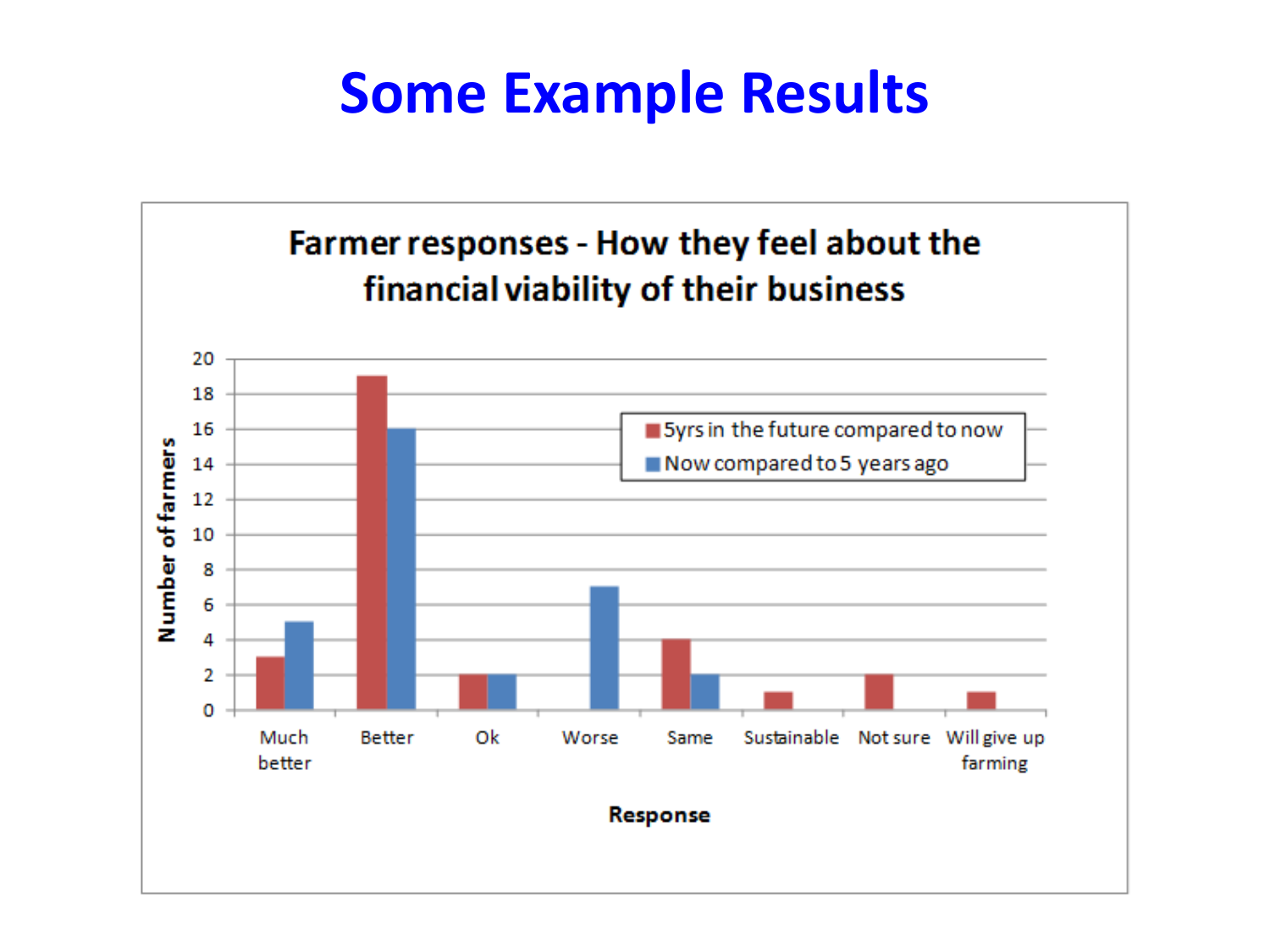# Some Example Results

**Farmer responses - How they feel about the financial viability of their business**

| Response | 5yrs in the future compared to now | Now compared to 5 years ago |
|---|---|---|
| Much better | 3 | 5 |
| Better | 19 | 16 |
| Ok | 2 | 2 |
| Worse | 0 | 7 |
| Same | 4 | 2 |
| Sustainable | 1 | 0 |
| Not sure | 2 | 0 |
| Will give up farming | 1 | 0 |

Y-axis: Number of farmers; X-axis: Response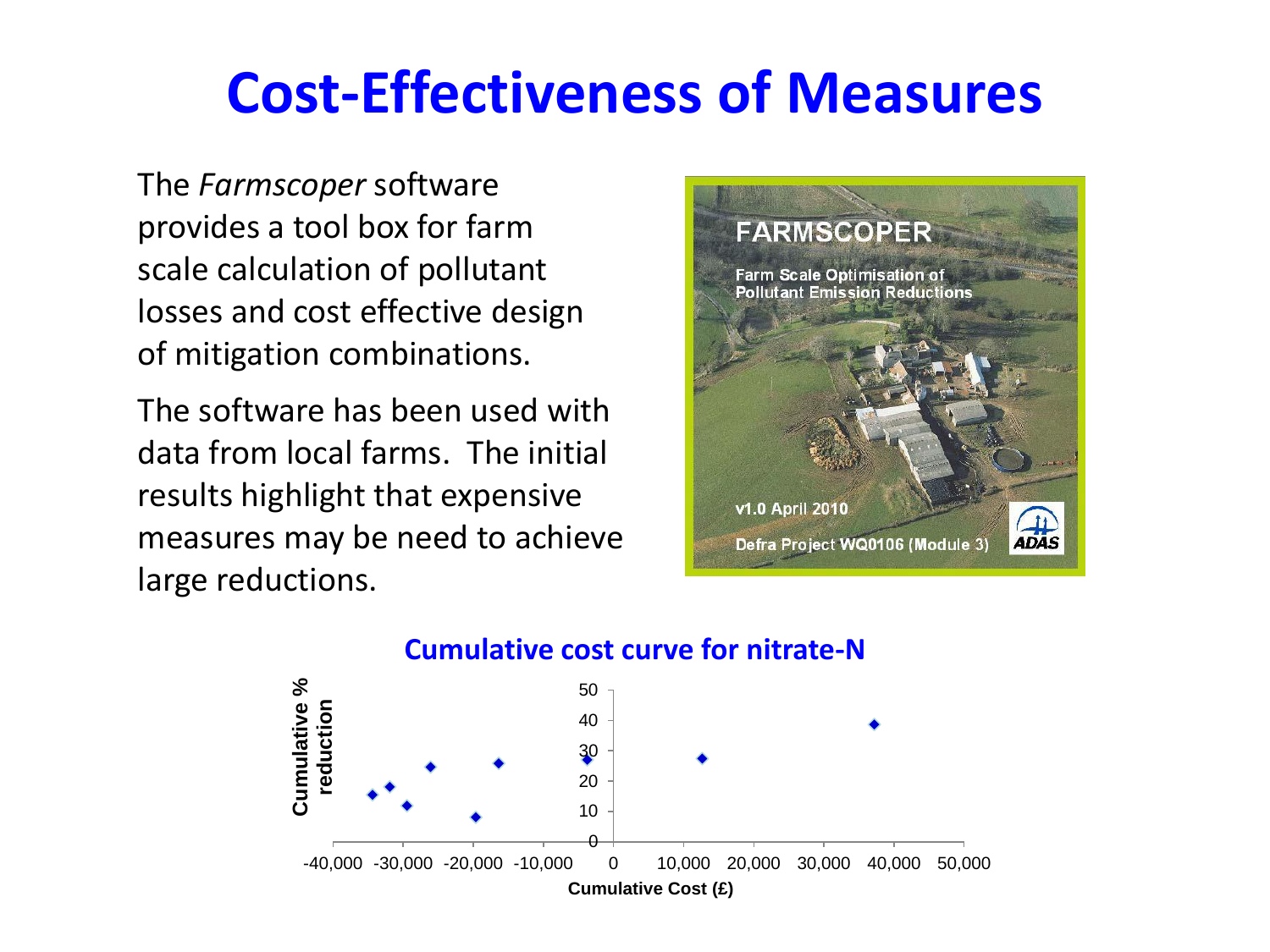# Cost-Effectiveness of Measures

The *Farmscoper* software provides a tool box for farm scale calculation of pollutant losses and cost effective design of mitigation combinations.

The software has been used with data from local farms. The initial results highlight that expensive measures may be need to achieve large reductions.

FARMSCOPER

Farm Scale Optimisation of Pollutant Emission Reductions

v1.0 April 2010

Defra Project WQ0106 (Module 3)

ADAS

**Cumulative cost curve for nitrate-N**

Cumulative % reduction

Cumulative Cost (£)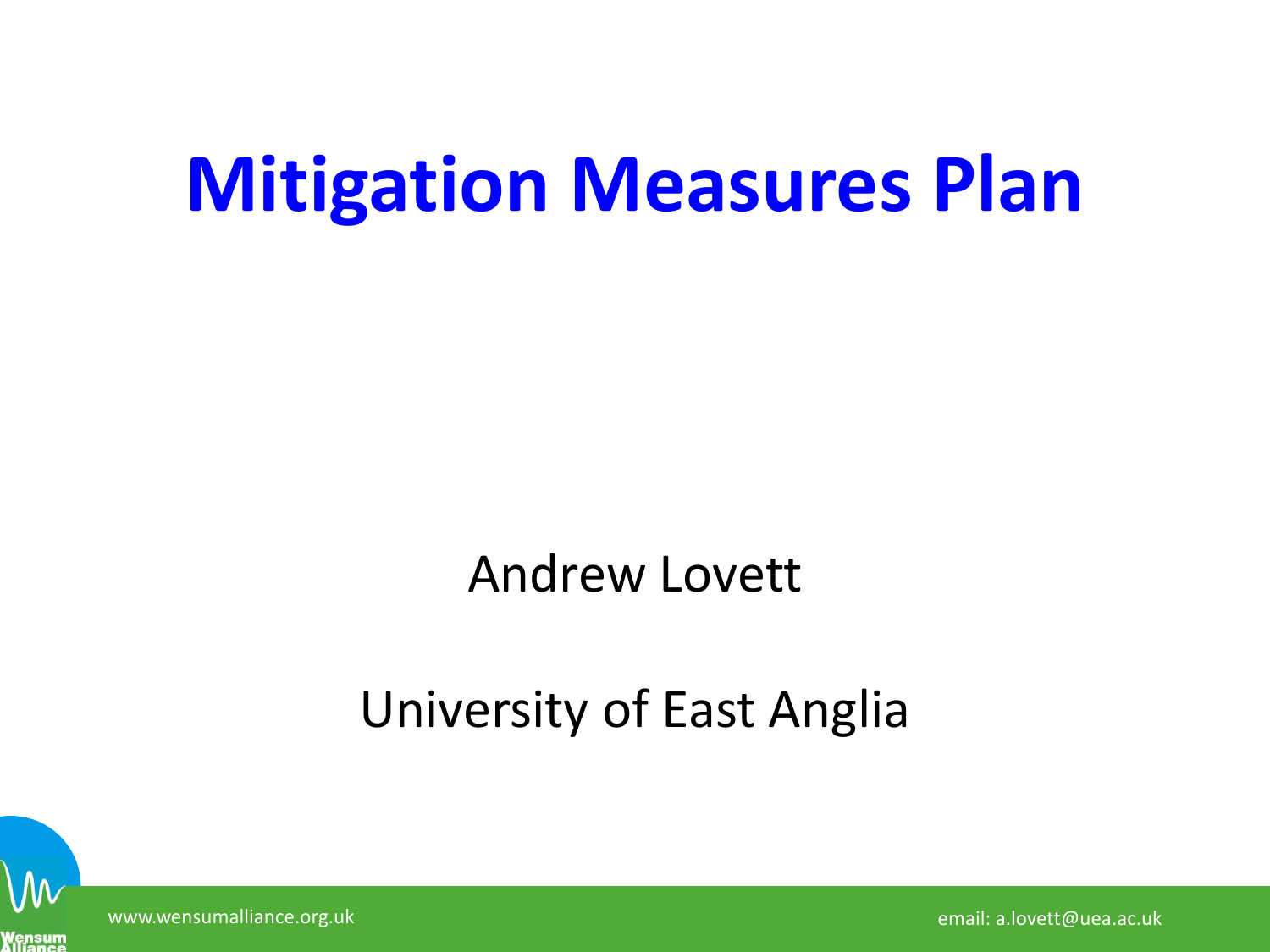# Mitigation Measures Plan

Andrew Lovett

University of East Anglia

www.wensumalliance.org.uk

email: a.lovett@uea.ac.uk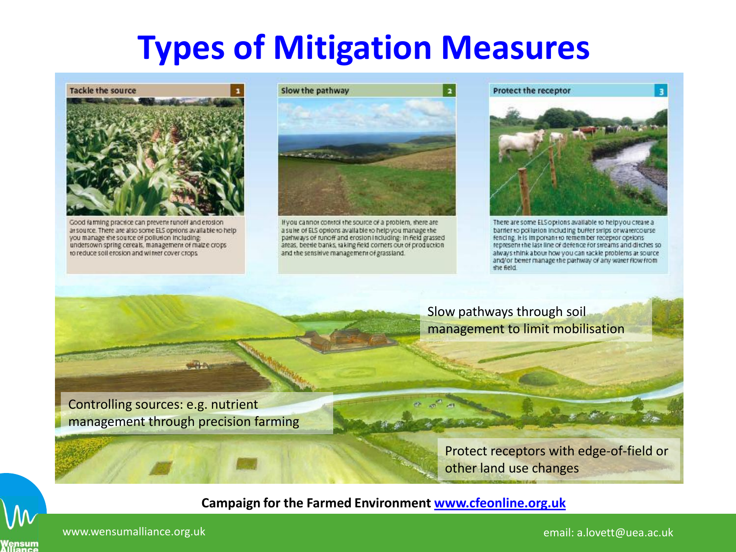# Types of Mitigation Measures

**Tackle the source** 1

Good farming practice can prevent runoff and erosion at source. There are also some ELS options available to help you manage the source of pollution including: undersown spring cereals, management of maize crops to reduce soil erosion and winter cover crops.

**Slow the pathway** 2

If you cannot control the source of a problem, there are a suite of ELS options available to help you manage the pathways of runoff and erosion including: in field grassed areas, beetle banks, taking field corners out of production and the sensitive management of grassland.

**Protect the receptor** 3

There are some ELS options available to help you create a barrier to pollution including buffer strips or watercourse fencing. It is important to remember receptor options represent the last line of defence for streams and ditches so always think about how you can tackle problems at source and/or better manage the pathway of any water flow from the field.

Slow pathways through soil management to limit mobilisation

Controlling sources: e.g. nutrient management through precision farming

Protect receptors with edge-of-field or other land use changes

**Campaign for the Farmed Environment [www.cfeonline.org.uk](www.cfeonline.org.uk)**

www.wensumalliance.org.uk

email: a.lovett@uea.ac.uk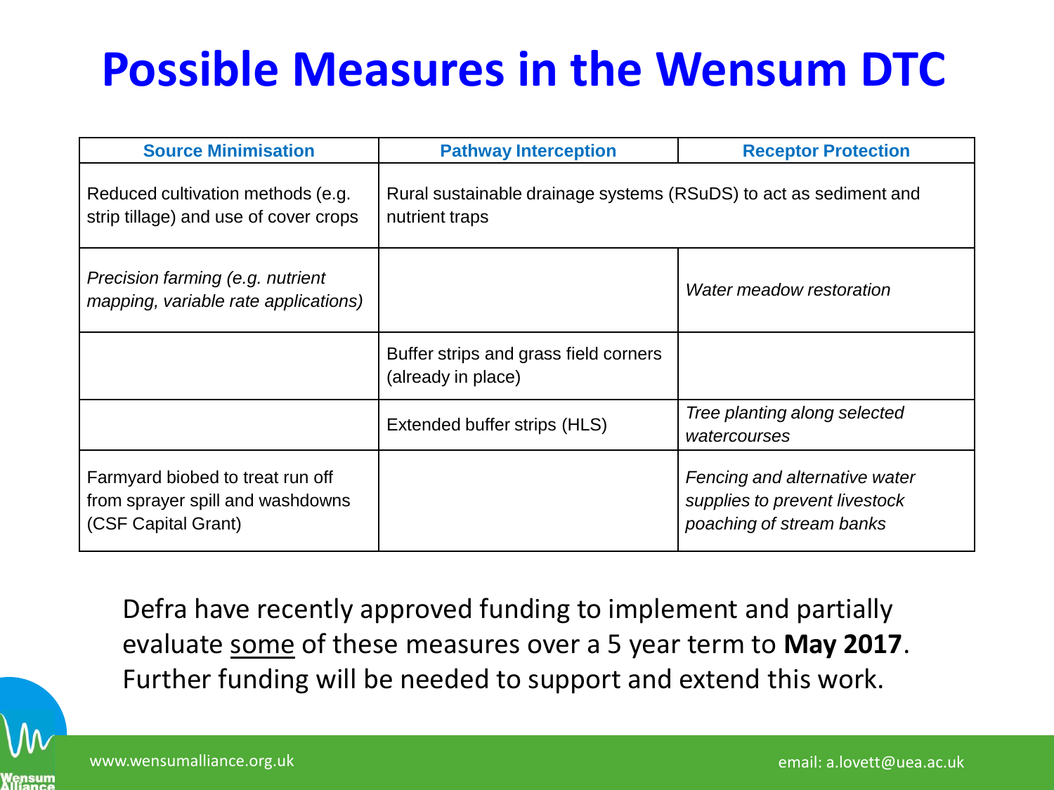# Possible Measures in the Wensum DTC

| Source Minimisation | Pathway Interception | Receptor Protection |
|---|---|---|
| Reduced cultivation methods (e.g. strip tillage) and use of cover crops | Rural sustainable drainage systems (RSuDS) to act as sediment and nutrient traps | |
| *Precision farming (e.g. nutrient mapping, variable rate applications)* | | *Water meadow restoration* |
| | Buffer strips and grass field corners (already in place) | |
| | Extended buffer strips (HLS) | *Tree planting along selected watercourses* |
| Farmyard biobed to treat run off from sprayer spill and washdowns (CSF Capital Grant) | | *Fencing and alternative water supplies to prevent livestock poaching of stream banks* |

Defra have recently approved funding to implement and partially evaluate <u>some</u> of these measures over a 5 year term to **May 2017**. Further funding will be needed to support and extend this work.

www.wensumalliance.org.uk

email: a.lovett@uea.ac.uk